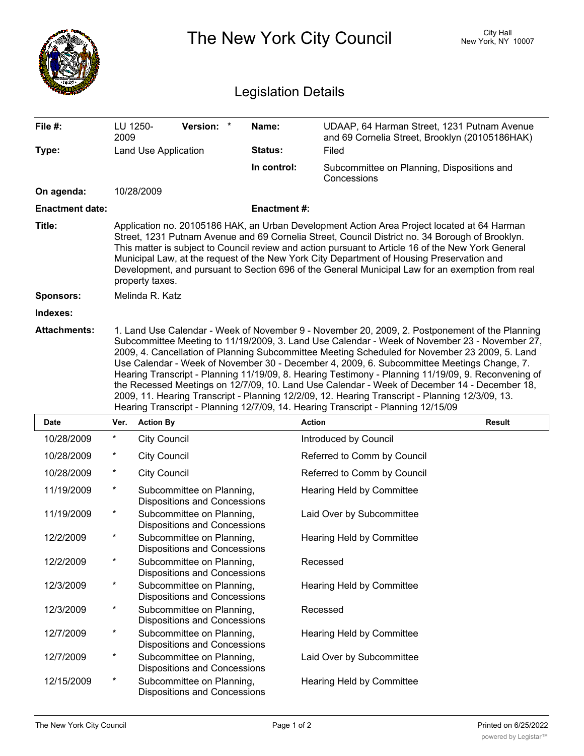# The New York City Council

City Hall
New York, NY 10007

## Legislation Details

| | | | |
|---|---|---|---|
| **File #:** | LU 1250-2009 **Version:** * | **Name:** | UDAAP, 64 Harman Street, 1231 Putnam Avenue and 69 Cornelia Street, Brooklyn (20105186HAK) |
| **Type:** | Land Use Application | **Status:** | Filed |
| | | **In control:** | Subcommittee on Planning, Dispositions and Concessions |
| **On agenda:** | 10/28/2009 | | |
| **Enactment date:** | | **Enactment #:** | |

**Title:** Application no. 20105186 HAK, an Urban Development Action Area Project located at 64 Harman Street, 1231 Putnam Avenue and 69 Cornelia Street, Council District no. 34 Borough of Brooklyn. This matter is subject to Council review and action pursuant to Article 16 of the New York General Municipal Law, at the request of the New York City Department of Housing Preservation and Development, and pursuant to Section 696 of the General Municipal Law for an exemption from real property taxes.

**Sponsors:** Melinda R. Katz

**Indexes:**

**Attachments:** 1. Land Use Calendar - Week of November 9 - November 20, 2009, 2. Postponement of the Planning Subcommittee Meeting to 11/19/2009, 3. Land Use Calendar - Week of November 23 - November 27, 2009, 4. Cancellation of Planning Subcommittee Meeting Scheduled for November 23 2009, 5. Land Use Calendar - Week of November 30 - December 4, 2009, 6. Subcommittee Meetings Change, 7. Hearing Transcript - Planning 11/19/09, 8. Hearing Testimony - Planning 11/19/09, 9. Reconvening of the Recessed Meetings on 12/7/09, 10. Land Use Calendar - Week of December 14 - December 18, 2009, 11. Hearing Transcript - Planning 12/2/09, 12. Hearing Transcript - Planning 12/3/09, 13. Hearing Transcript - Planning 12/7/09, 14. Hearing Transcript - Planning 12/15/09

| Date | Ver. | Action By | Action | Result |
|---|---|---|---|---|
| 10/28/2009 | * | City Council | Introduced by Council | |
| 10/28/2009 | * | City Council | Referred to Comm by Council | |
| 10/28/2009 | * | City Council | Referred to Comm by Council | |
| 11/19/2009 | * | Subcommittee on Planning, Dispositions and Concessions | Hearing Held by Committee | |
| 11/19/2009 | * | Subcommittee on Planning, Dispositions and Concessions | Laid Over by Subcommittee | |
| 12/2/2009 | * | Subcommittee on Planning, Dispositions and Concessions | Hearing Held by Committee | |
| 12/2/2009 | * | Subcommittee on Planning, Dispositions and Concessions | Recessed | |
| 12/3/2009 | * | Subcommittee on Planning, Dispositions and Concessions | Hearing Held by Committee | |
| 12/3/2009 | * | Subcommittee on Planning, Dispositions and Concessions | Recessed | |
| 12/7/2009 | * | Subcommittee on Planning, Dispositions and Concessions | Hearing Held by Committee | |
| 12/7/2009 | * | Subcommittee on Planning, Dispositions and Concessions | Laid Over by Subcommittee | |
| 12/15/2009 | * | Subcommittee on Planning, Dispositions and Concessions | Hearing Held by Committee | |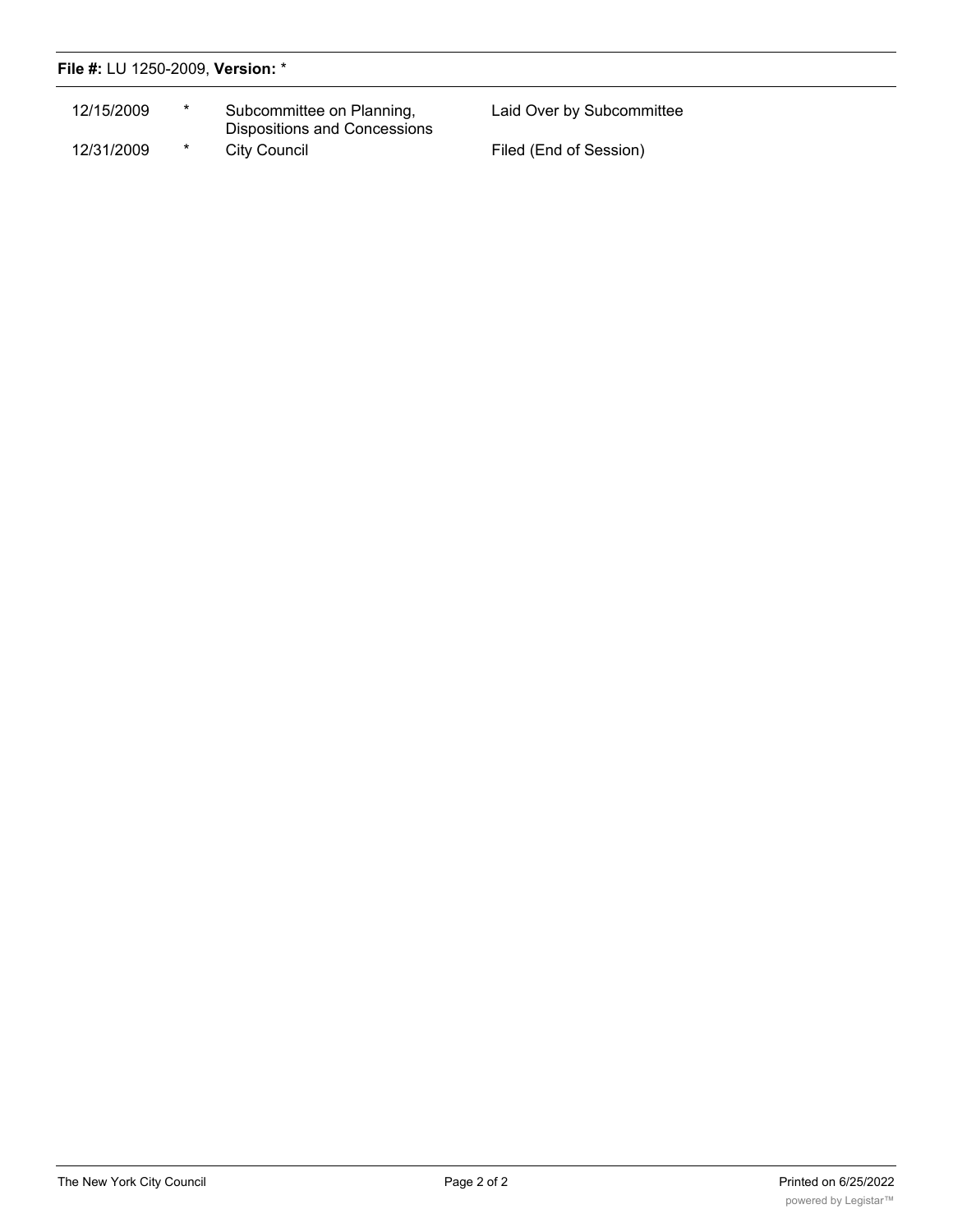**File #:** LU 1250-2009, **Version:** *

| | | | |
|---|---|---|---|
| 12/15/2009 | * | Subcommittee on Planning, Dispositions and Concessions | Laid Over by Subcommittee |
| 12/31/2009 | * | City Council | Filed (End of Session) |